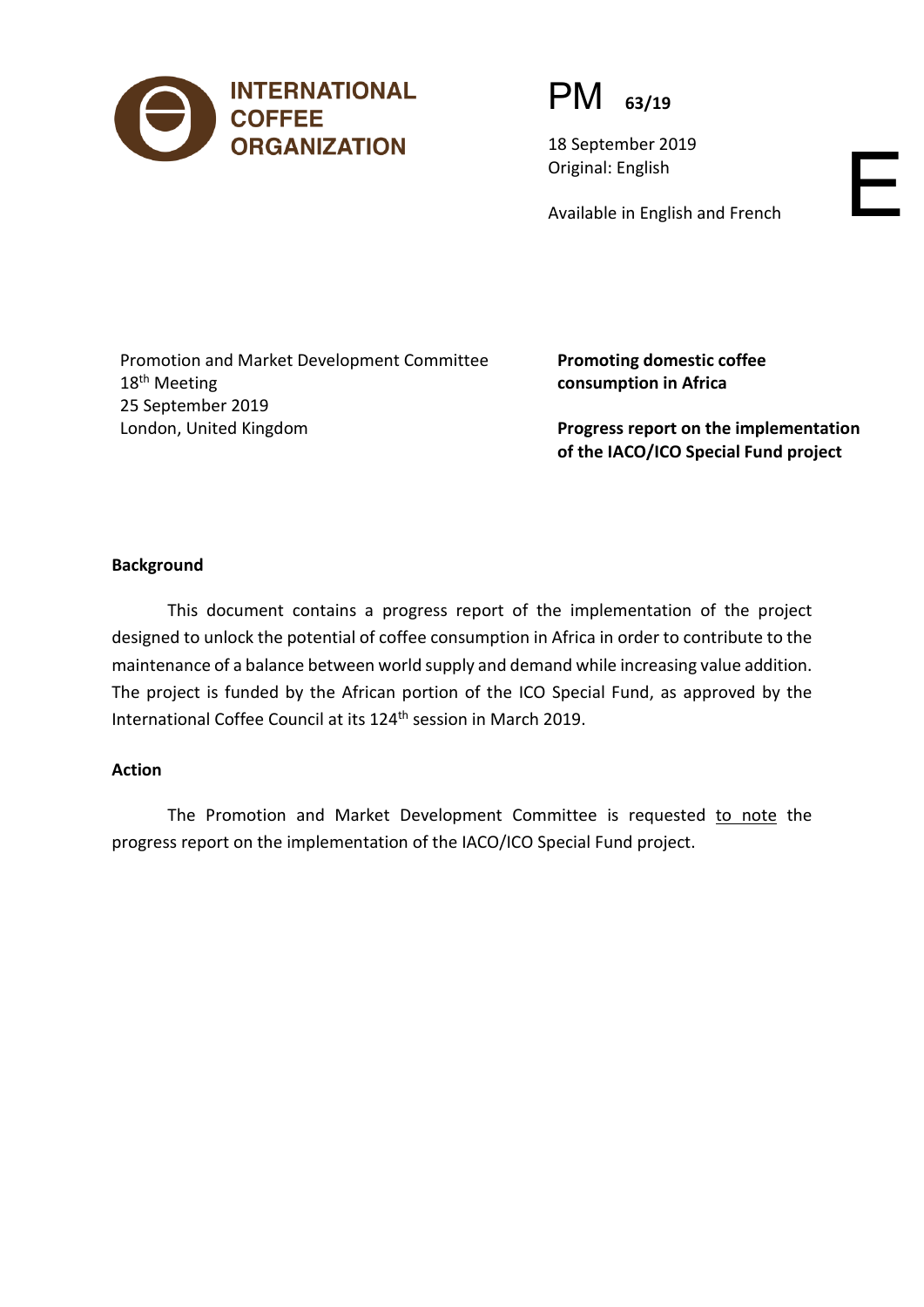INTERNATIONAL COFFEE ORGANIZATION

PM 63/19

18 September 2019
Original: English

Available in English and French

E

Promotion and Market Development Committee
18th Meeting
25 September 2019
London, United Kingdom

**Promoting domestic coffee consumption in Africa**

**Progress report on the implementation of the IACO/ICO Special Fund project**

**Background**

This document contains a progress report of the implementation of the project designed to unlock the potential of coffee consumption in Africa in order to contribute to the maintenance of a balance between world supply and demand while increasing value addition. The project is funded by the African portion of the ICO Special Fund, as approved by the International Coffee Council at its 124th session in March 2019.

**Action**

The Promotion and Market Development Committee is requested to note the progress report on the implementation of the IACO/ICO Special Fund project.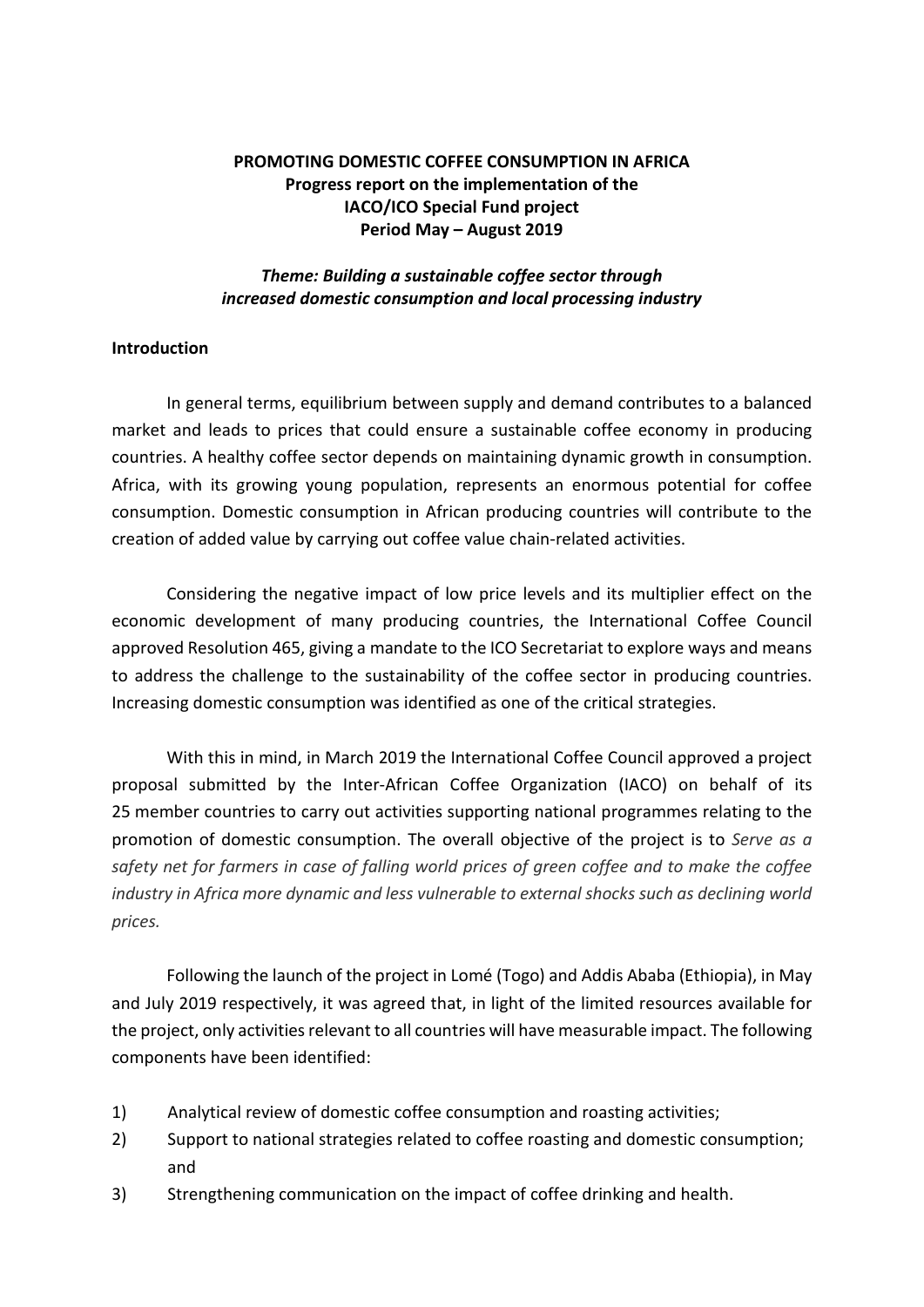**PROMOTING DOMESTIC COFFEE CONSUMPTION IN AFRICA**
**Progress report on the implementation of the**
**IACO/ICO Special Fund project**
**Period May – August 2019**

***Theme: Building a sustainable coffee sector through increased domestic consumption and local processing industry***

## Introduction

In general terms, equilibrium between supply and demand contributes to a balanced market and leads to prices that could ensure a sustainable coffee economy in producing countries. A healthy coffee sector depends on maintaining dynamic growth in consumption. Africa, with its growing young population, represents an enormous potential for coffee consumption. Domestic consumption in African producing countries will contribute to the creation of added value by carrying out coffee value chain-related activities.

Considering the negative impact of low price levels and its multiplier effect on the economic development of many producing countries, the International Coffee Council approved Resolution 465, giving a mandate to the ICO Secretariat to explore ways and means to address the challenge to the sustainability of the coffee sector in producing countries. Increasing domestic consumption was identified as one of the critical strategies.

With this in mind, in March 2019 the International Coffee Council approved a project proposal submitted by the Inter-African Coffee Organization (IACO) on behalf of its 25 member countries to carry out activities supporting national programmes relating to the promotion of domestic consumption. The overall objective of the project is to *Serve as a safety net for farmers in case of falling world prices of green coffee and to make the coffee industry in Africa more dynamic and less vulnerable to external shocks such as declining world prices.*

Following the launch of the project in Lomé (Togo) and Addis Ababa (Ethiopia), in May and July 2019 respectively, it was agreed that, in light of the limited resources available for the project, only activities relevant to all countries will have measurable impact. The following components have been identified:

1) Analytical review of domestic coffee consumption and roasting activities;
2) Support to national strategies related to coffee roasting and domestic consumption; and
3) Strengthening communication on the impact of coffee drinking and health.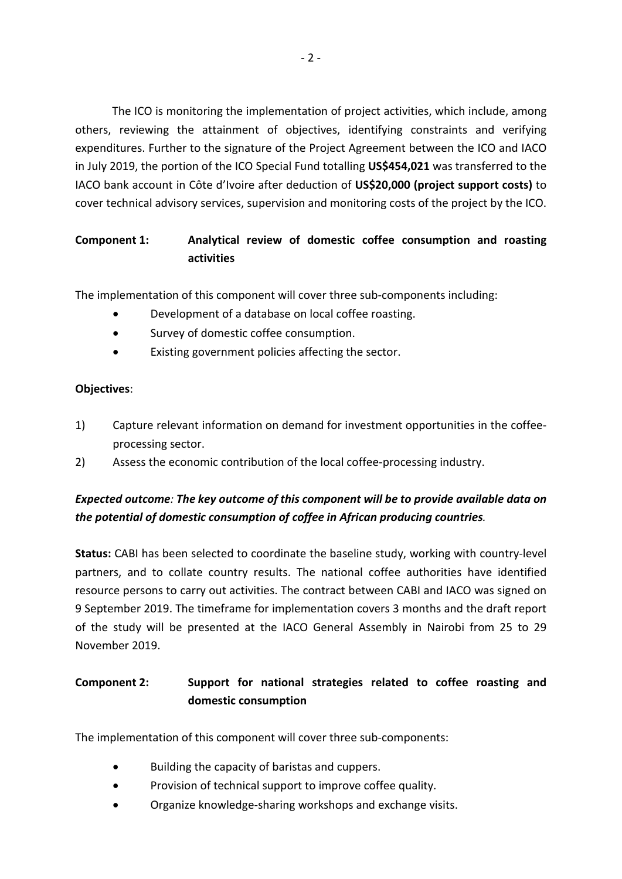The ICO is monitoring the implementation of project activities, which include, among others, reviewing the attainment of objectives, identifying constraints and verifying expenditures. Further to the signature of the Project Agreement between the ICO and IACO in July 2019, the portion of the ICO Special Fund totalling **US$454,021** was transferred to the IACO bank account in Côte d'Ivoire after deduction of **US$20,000 (project support costs)** to cover technical advisory services, supervision and monitoring costs of the project by the ICO.

**Component 1: Analytical review of domestic coffee consumption and roasting activities**

The implementation of this component will cover three sub-components including:

- Development of a database on local coffee roasting.
- Survey of domestic coffee consumption.
- Existing government policies affecting the sector.

**Objectives**:

1) Capture relevant information on demand for investment opportunities in the coffee-processing sector.
2) Assess the economic contribution of the local coffee-processing industry.

***Expected outcome: The key outcome of this component will be to provide available data on the potential of domestic consumption of coffee in African producing countries.***

**Status:** CABI has been selected to coordinate the baseline study, working with country-level partners, and to collate country results. The national coffee authorities have identified resource persons to carry out activities. The contract between CABI and IACO was signed on 9 September 2019. The timeframe for implementation covers 3 months and the draft report of the study will be presented at the IACO General Assembly in Nairobi from 25 to 29 November 2019.

**Component 2: Support for national strategies related to coffee roasting and domestic consumption**

The implementation of this component will cover three sub-components:

- Building the capacity of baristas and cuppers.
- Provision of technical support to improve coffee quality.
- Organize knowledge-sharing workshops and exchange visits.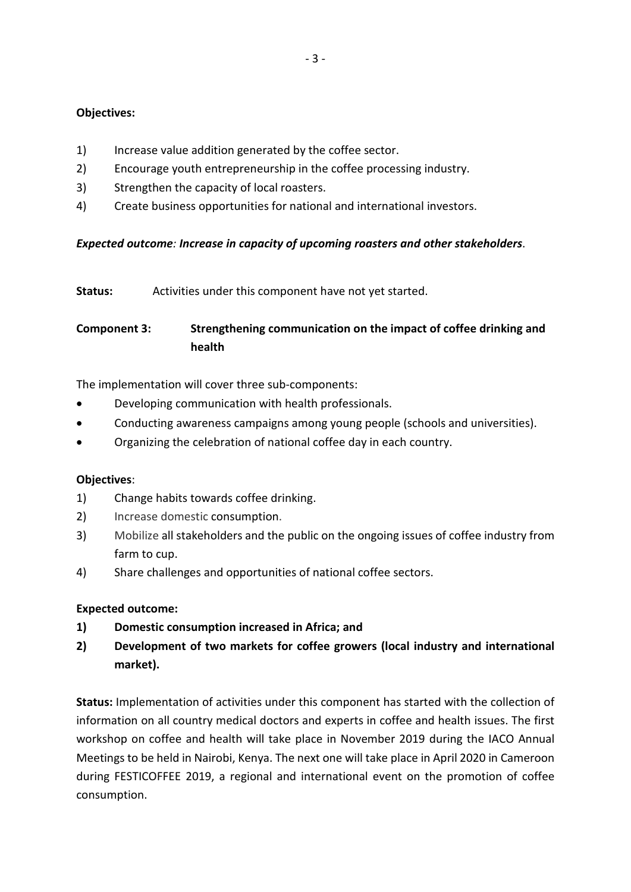**Objectives:**

1) Increase value addition generated by the coffee sector.
2) Encourage youth entrepreneurship in the coffee processing industry.
3) Strengthen the capacity of local roasters.
4) Create business opportunities for national and international investors.

***Expected outcome: Increase in capacity of upcoming roasters and other stakeholders***.

**Status:** Activities under this component have not yet started.

**Component 3: Strengthening communication on the impact of coffee drinking and health**

The implementation will cover three sub-components:

- Developing communication with health professionals.
- Conducting awareness campaigns among young people (schools and universities).
- Organizing the celebration of national coffee day in each country.

**Objectives**:

1) Change habits towards coffee drinking.
2) Increase domestic consumption.
3) Mobilize all stakeholders and the public on the ongoing issues of coffee industry from farm to cup.
4) Share challenges and opportunities of national coffee sectors.

**Expected outcome:**

1) **Domestic consumption increased in Africa; and**
2) **Development of two markets for coffee growers (local industry and international market).**

**Status:** Implementation of activities under this component has started with the collection of information on all country medical doctors and experts in coffee and health issues. The first workshop on coffee and health will take place in November 2019 during the IACO Annual Meetings to be held in Nairobi, Kenya. The next one will take place in April 2020 in Cameroon during FESTICOFFEE 2019, a regional and international event on the promotion of coffee consumption.